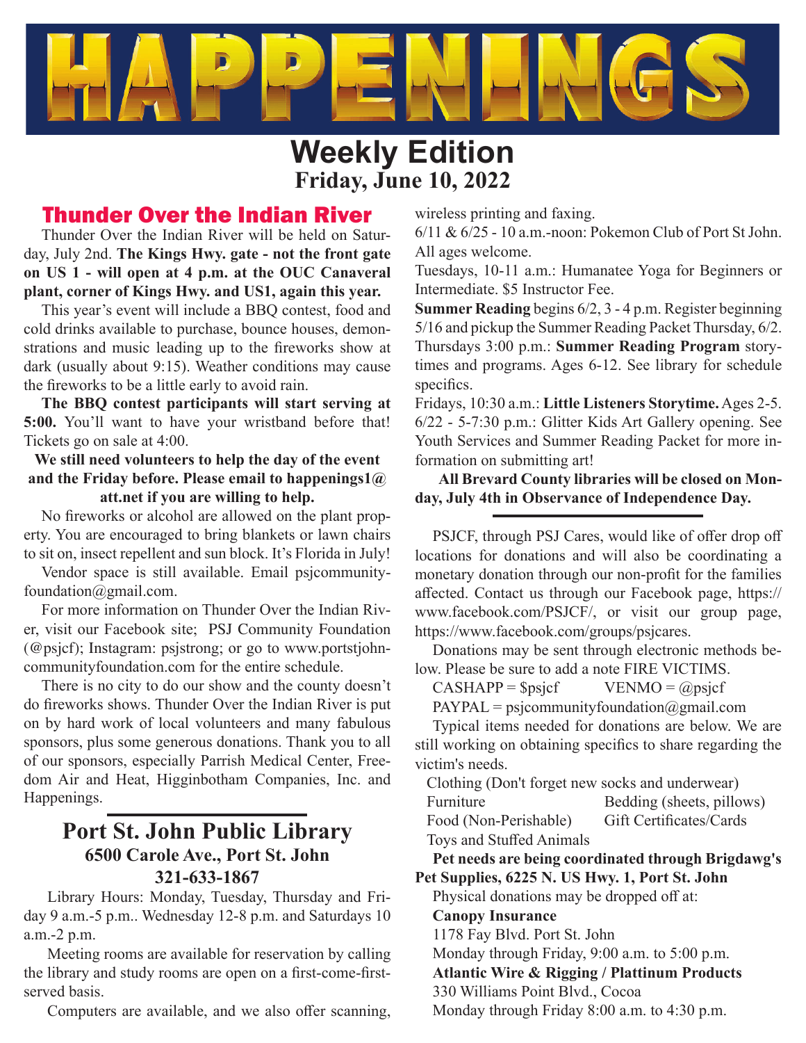# HAPPENINGS

## Weekly Edition

**Friday, June 10, 2022**

## Thunder Over the Indian River

Thunder Over the Indian River will be held on Saturday, July 2nd. **The Kings Hwy. gate - not the front gate on US 1 - will open at 4 p.m. at the OUC Canaveral plant, corner of Kings Hwy. and US1, again this year.**

This year's event will include a BBQ contest, food and cold drinks available to purchase, bounce houses, demonstrations and music leading up to the fireworks show at dark (usually about 9:15). Weather conditions may cause the fireworks to be a little early to avoid rain.

**The BBQ contest participants will start serving at 5:00.** You'll want to have your wristband before that! Tickets go on sale at 4:00.

**We still need volunteers to help the day of the event and the Friday before. Please email to happenings1@att.net if you are willing to help.**

No fireworks or alcohol are allowed on the plant property. You are encouraged to bring blankets or lawn chairs to sit on, insect repellent and sun block. It's Florida in July!

Vendor space is still available. Email psjcommunityfoundation@gmail.com.

For more information on Thunder Over the Indian River, visit our Facebook site; PSJ Community Foundation (@psjcf); Instagram: psjstrong; or go to www.portstjohncommunityfoundation.com for the entire schedule.

There is no city to do our show and the county doesn't do fireworks shows. Thunder Over the Indian River is put on by hard work of local volunteers and many fabulous sponsors, plus some generous donations. Thank you to all of our sponsors, especially Parrish Medical Center, Freedom Air and Heat, Higginbotham Companies, Inc. and Happenings.

## Port St. John Public Library

**6500 Carole Ave., Port St. John**

**321-633-1867**

Library Hours: Monday, Tuesday, Thursday and Friday 9 a.m.-5 p.m.. Wednesday 12-8 p.m. and Saturdays 10 a.m.-2 p.m.

Meeting rooms are available for reservation by calling the library and study rooms are open on a first-come-first-served basis.

Computers are available, and we also offer scanning, wireless printing and faxing.

6/11 & 6/25 - 10 a.m.-noon: Pokemon Club of Port St John. All ages welcome.

Tuesdays, 10-11 a.m.: Humanatee Yoga for Beginners or Intermediate. $5 Instructor Fee.

**Summer Reading** begins 6/2, 3 - 4 p.m. Register beginning 5/16 and pickup the Summer Reading Packet Thursday, 6/2.

Thursdays 3:00 p.m.: **Summer Reading Program** storytimes and programs. Ages 6-12. See library for schedule specifics.

Fridays, 10:30 a.m.: **Little Listeners Storytime.** Ages 2-5.

6/22 - 5-7:30 p.m.: Glitter Kids Art Gallery opening. See Youth Services and Summer Reading Packet for more information on submitting art!

**All Brevard County libraries will be closed on Monday, July 4th in Observance of Independence Day.**

---

PSJCF, through PSJ Cares, would like of offer drop off locations for donations and will also be coordinating a monetary donation through our non-profit for the families affected. Contact us through our Facebook page, https://www.facebook.com/PSJCF/, or visit our group page, https://www.facebook.com/groups/psjcares.

Donations may be sent through electronic methods below. Please be sure to add a note FIRE VICTIMS.

CASHAPP = $psjcf VENMO = @psjcf

PAYPAL = psjcommunityfoundation@gmail.com

Typical items needed for donations are below. We are still working on obtaining specifics to share regarding the victim's needs.

- Clothing (Don't forget new socks and underwear)
- Furniture
- Bedding (sheets, pillows)
- Food (Non-Perishable)
- Gift Certificates/Cards
- Toys and Stuffed Animals

**Pet needs are being coordinated through Brigdawg's Pet Supplies, 6225 N. US Hwy. 1, Port St. John**

Physical donations may be dropped off at:

**Canopy Insurance**
1178 Fay Blvd. Port St. John
Monday through Friday, 9:00 a.m. to 5:00 p.m.

**Atlantic Wire & Rigging / Plattinum Products**
330 Williams Point Blvd., Cocoa
Monday through Friday 8:00 a.m. to 4:30 p.m.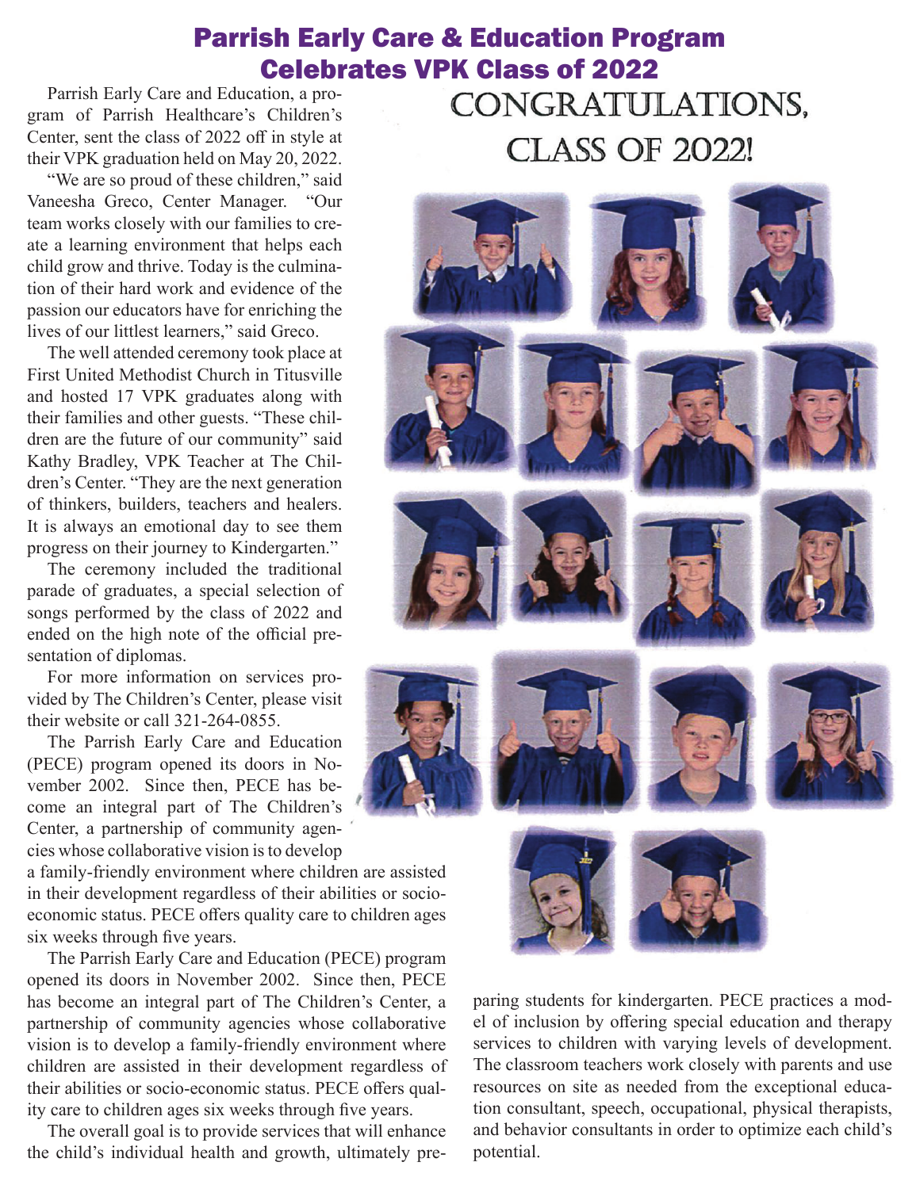# Parrish Early Care & Education Program Celebrates VPK Class of 2022

Parrish Early Care and Education, a program of Parrish Healthcare's Children's Center, sent the class of 2022 off in style at their VPK graduation held on May 20, 2022.

"We are so proud of these children," said Vaneesha Greco, Center Manager. "Our team works closely with our families to create a learning environment that helps each child grow and thrive. Today is the culmination of their hard work and evidence of the passion our educators have for enriching the lives of our littlest learners," said Greco.

The well attended ceremony took place at First United Methodist Church in Titusville and hosted 17 VPK graduates along with their families and other guests. "These children are the future of our community" said Kathy Bradley, VPK Teacher at The Children's Center. "They are the next generation of thinkers, builders, teachers and healers. It is always an emotional day to see them progress on their journey to Kindergarten."

The ceremony included the traditional parade of graduates, a special selection of songs performed by the class of 2022 and ended on the high note of the official presentation of diplomas.

For more information on services provided by The Children's Center, please visit their website or call 321-264-0855.

The Parrish Early Care and Education (PECE) program opened its doors in November 2002. Since then, PECE has become an integral part of The Children's Center, a partnership of community agencies whose collaborative vision is to develop a family-friendly environment where children are assisted in their development regardless of their abilities or socio-economic status. PECE offers quality care to children ages six weeks through five years.

The Parrish Early Care and Education (PECE) program opened its doors in November 2002. Since then, PECE has become an integral part of The Children's Center, a partnership of community agencies whose collaborative vision is to develop a family-friendly environment where children are assisted in their development regardless of their abilities or socio-economic status. PECE offers quality care to children ages six weeks through five years.

The overall goal is to provide services that will enhance the child's individual health and growth, ultimately preparing students for kindergarten. PECE practices a model of inclusion by offering special education and therapy services to children with varying levels of development. The classroom teachers work closely with parents and use resources on site as needed from the exceptional education consultant, speech, occupational, physical therapists, and behavior consultants in order to optimize each child's potential.

CONGRATULATIONS, CLASS OF 2022!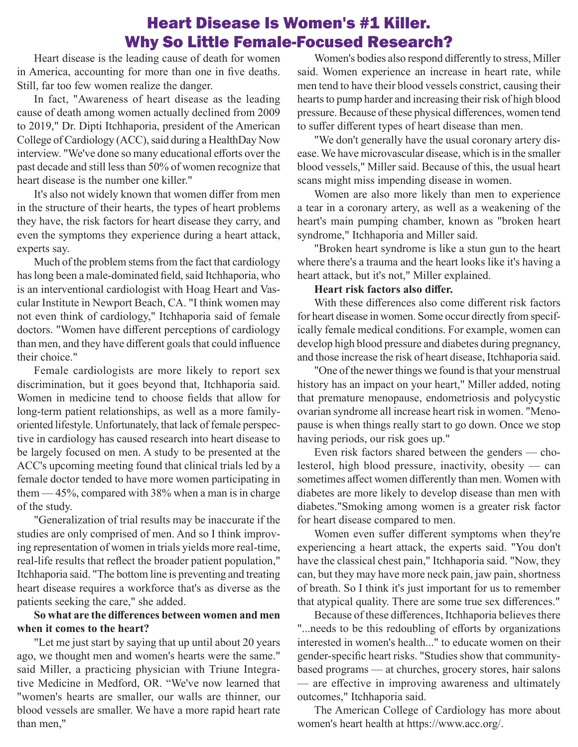# Heart Disease Is Women's #1 Killer. Why So Little Female-Focused Research?

Heart disease is the leading cause of death for women in America, accounting for more than one in five deaths. Still, far too few women realize the danger.

In fact, "Awareness of heart disease as the leading cause of death among women actually declined from 2009 to 2019," Dr. Dipti Itchhaporia, president of the American College of Cardiology (ACC), said during a HealthDay Now interview. "We've done so many educational efforts over the past decade and still less than 50% of women recognize that heart disease is the number one killer."

It's also not widely known that women differ from men in the structure of their hearts, the types of heart problems they have, the risk factors for heart disease they carry, and even the symptoms they experience during a heart attack, experts say.

Much of the problem stems from the fact that cardiology has long been a male-dominated field, said Itchhaporia, who is an interventional cardiologist with Hoag Heart and Vascular Institute in Newport Beach, CA. "I think women may not even think of cardiology," Itchhaporia said of female doctors. "Women have different perceptions of cardiology than men, and they have different goals that could influence their choice."

Female cardiologists are more likely to report sex discrimination, but it goes beyond that, Itchhaporia said. Women in medicine tend to choose fields that allow for long-term patient relationships, as well as a more family-oriented lifestyle. Unfortunately, that lack of female perspective in cardiology has caused research into heart disease to be largely focused on men. A study to be presented at the ACC's upcoming meeting found that clinical trials led by a female doctor tended to have more women participating in them — 45%, compared with 38% when a man is in charge of the study.

"Generalization of trial results may be inaccurate if the studies are only comprised of men. And so I think improving representation of women in trials yields more real-time, real-life results that reflect the broader patient population," Itchhaporia said. "The bottom line is preventing and treating heart disease requires a workforce that's as diverse as the patients seeking the care," she added.

**So what are the differences between women and men when it comes to the heart?**

"Let me just start by saying that up until about 20 years ago, we thought men and women's hearts were the same." said Miller, a practicing physician with Triune Integrative Medicine in Medford, OR. "We've now learned that "women's hearts are smaller, our walls are thinner, our blood vessels are smaller. We have a more rapid heart rate than men,"

Women's bodies also respond differently to stress, Miller said. Women experience an increase in heart rate, while men tend to have their blood vessels constrict, causing their hearts to pump harder and increasing their risk of high blood pressure. Because of these physical differences, women tend to suffer different types of heart disease than men.

"We don't generally have the usual coronary artery disease. We have microvascular disease, which is in the smaller blood vessels," Miller said. Because of this, the usual heart scans might miss impending disease in women.

Women are also more likely than men to experience a tear in a coronary artery, as well as a weakening of the heart's main pumping chamber, known as "broken heart syndrome," Itchhaporia and Miller said.

"Broken heart syndrome is like a stun gun to the heart where there's a trauma and the heart looks like it's having a heart attack, but it's not," Miller explained.

**Heart risk factors also differ.**

With these differences also come different risk factors for heart disease in women. Some occur directly from specifically female medical conditions. For example, women can develop high blood pressure and diabetes during pregnancy, and those increase the risk of heart disease, Itchhaporia said.

"One of the newer things we found is that your menstrual history has an impact on your heart," Miller added, noting that premature menopause, endometriosis and polycystic ovarian syndrome all increase heart risk in women. "Menopause is when things really start to go down. Once we stop having periods, our risk goes up."

Even risk factors shared between the genders — cholesterol, high blood pressure, inactivity, obesity — can sometimes affect women differently than men. Women with diabetes are more likely to develop disease than men with diabetes."Smoking among women is a greater risk factor for heart disease compared to men.

Women even suffer different symptoms when they're experiencing a heart attack, the experts said. "You don't have the classical chest pain," Itchhaporia said. "Now, they can, but they may have more neck pain, jaw pain, shortness of breath. So I think it's just important for us to remember that atypical quality. There are some true sex differences."

Because of these differences, Itchhaporia believes there "...needs to be this redoubling of efforts by organizations interested in women's health..." to educate women on their gender-specific heart risks. "Studies show that community-based programs — at churches, grocery stores, hair salons — are effective in improving awareness and ultimately outcomes," Itchhaporia said.

The American College of Cardiology has more about women's heart health at https://www.acc.org/.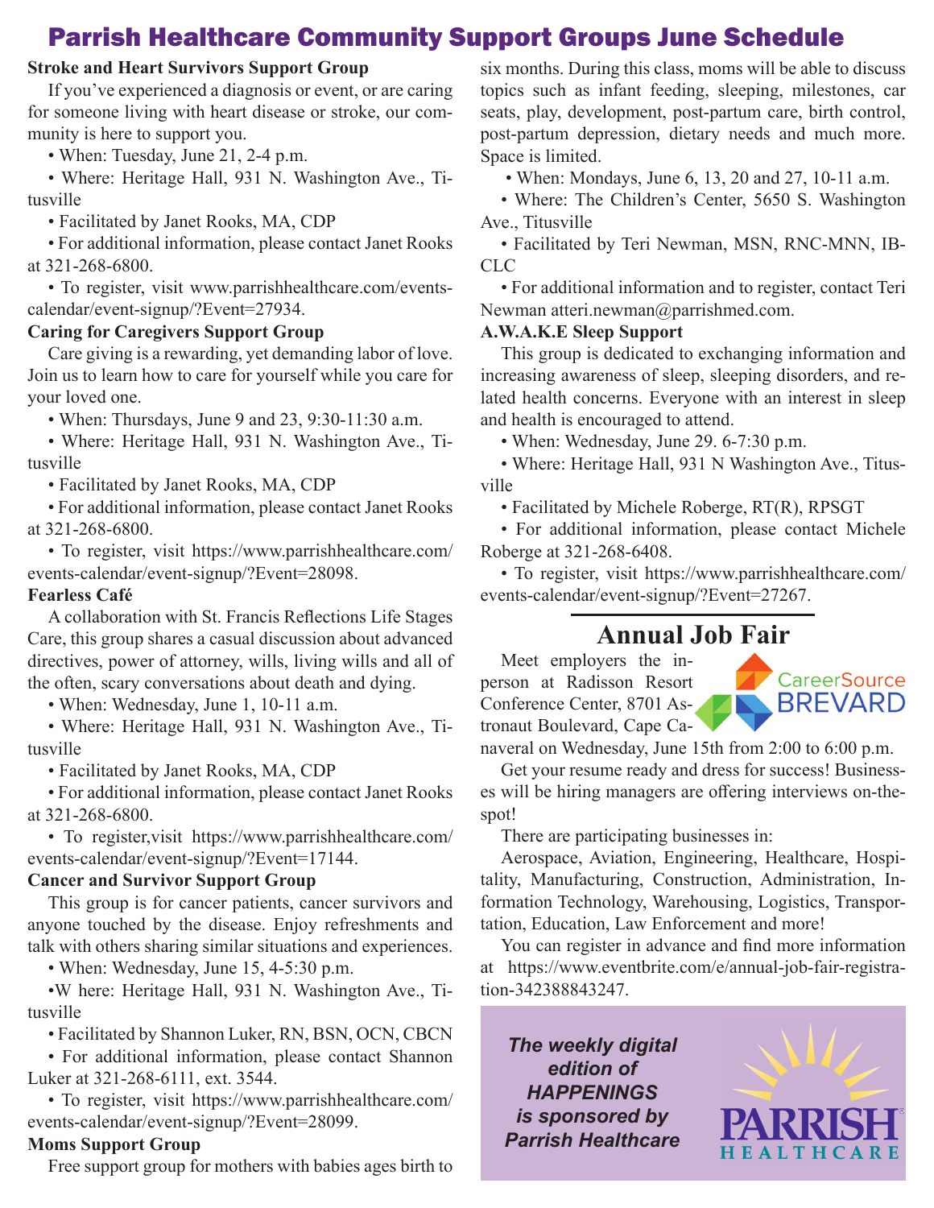# Parrish Healthcare Community Support Groups June Schedule

### Stroke and Heart Survivors Support Group

If you've experienced a diagnosis or event, or are caring for someone living with heart disease or stroke, our community is here to support you.

- When: Tuesday, June 21, 2-4 p.m.
- Where: Heritage Hall, 931 N. Washington Ave., Titusville
- Facilitated by Janet Rooks, MA, CDP
- For additional information, please contact Janet Rooks at 321-268-6800.
- To register, visit www.parrishhealthcare.com/events-calendar/event-signup/?Event=27934.

### Caring for Caregivers Support Group

Care giving is a rewarding, yet demanding labor of love. Join us to learn how to care for yourself while you care for your loved one.

- When: Thursdays, June 9 and 23, 9:30-11:30 a.m.
- Where: Heritage Hall, 931 N. Washington Ave., Titusville
- Facilitated by Janet Rooks, MA, CDP
- For additional information, please contact Janet Rooks at 321-268-6800.
- To register, visit https://www.parrishhealthcare.com/events-calendar/event-signup/?Event=28098.

### Fearless Café

A collaboration with St. Francis Reflections Life Stages Care, this group shares a casual discussion about advanced directives, power of attorney, wills, living wills and all of the often, scary conversations about death and dying.

- When: Wednesday, June 1, 10-11 a.m.
- Where: Heritage Hall, 931 N. Washington Ave., Titusville
- Facilitated by Janet Rooks, MA, CDP
- For additional information, please contact Janet Rooks at 321-268-6800.
- To register,visit https://www.parrishhealthcare.com/events-calendar/event-signup/?Event=17144.

### Cancer and Survivor Support Group

This group is for cancer patients, cancer survivors and anyone touched by the disease. Enjoy refreshments and talk with others sharing similar situations and experiences.

- When: Wednesday, June 15, 4-5:30 p.m.
- Where: Heritage Hall, 931 N. Washington Ave., Titusville
- Facilitated by Shannon Luker, RN, BSN, OCN, CBCN
- For additional information, please contact Shannon Luker at 321-268-6111, ext. 3544.
- To register, visit https://www.parrishhealthcare.com/events-calendar/event-signup/?Event=28099.

### Moms Support Group

Free support group for mothers with babies ages birth to six months. During this class, moms will be able to discuss topics such as infant feeding, sleeping, milestones, car seats, play, development, post-partum care, birth control, post-partum depression, dietary needs and much more. Space is limited.

- When: Mondays, June 6, 13, 20 and 27, 10-11 a.m.
- Where: The Children's Center, 5650 S. Washington Ave., Titusville
- Facilitated by Teri Newman, MSN, RNC-MNN, IBCLC
- For additional information and to register, contact Teri Newman atteri.newman@parrishmed.com.

### A.W.A.K.E Sleep Support

This group is dedicated to exchanging information and increasing awareness of sleep, sleeping disorders, and related health concerns. Everyone with an interest in sleep and health is encouraged to attend.

- When: Wednesday, June 29. 6-7:30 p.m.
- Where: Heritage Hall, 931 N Washington Ave., Titusville
- Facilitated by Michele Roberge, RT(R), RPSGT
- For additional information, please contact Michele Roberge at 321-268-6408.
- To register, visit https://www.parrishhealthcare.com/events-calendar/event-signup/?Event=27267.

## Annual Job Fair

CareerSource BREVARD

Meet employers the in-person at Radisson Resort Conference Center, 8701 Astronaut Boulevard, Cape Canaveral on Wednesday, June 15th from 2:00 to 6:00 p.m.

Get your resume ready and dress for success! Businesses will be hiring managers are offering interviews on-the-spot!

There are participating businesses in:

Aerospace, Aviation, Engineering, Healthcare, Hospitality, Manufacturing, Construction, Administration, Information Technology, Warehousing, Logistics, Transportation, Education, Law Enforcement and more!

You can register in advance and find more information at https://www.eventbrite.com/e/annual-job-fair-registration-342388843247.

*The weekly digital edition of HAPPENINGS is sponsored by Parrish Healthcare*

PARRISH HEALTHCARE